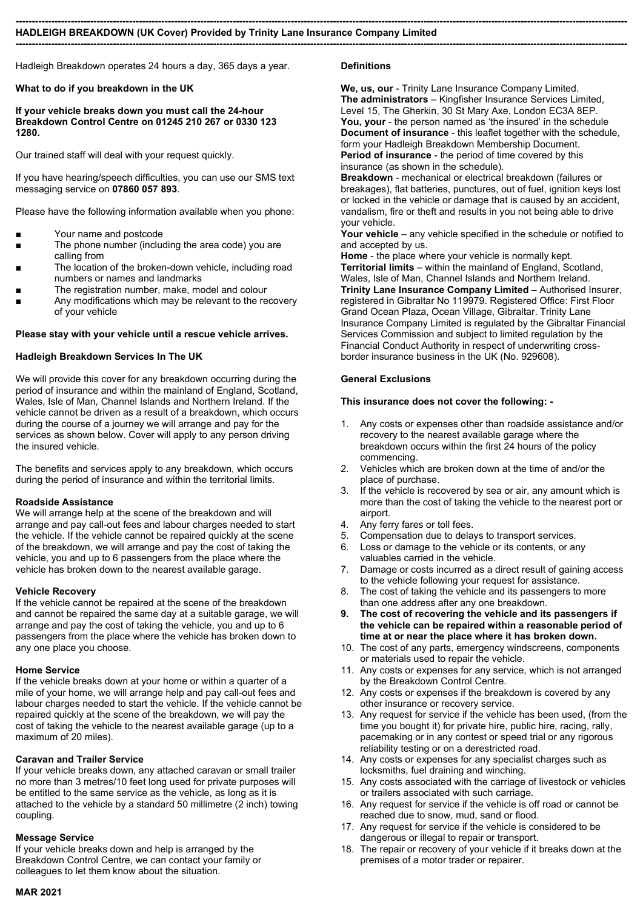**HADLEIGH BREAKDOWN (UK Cover) Provided by Trinity Lane Insurance Company Limited**

Hadleigh Breakdown operates 24 hours a day, 365 days a year.

**What to do if you breakdown in the UK**

**If your vehicle breaks down you must call the 24-hour Breakdown Control Centre on 01245 210 267 or 0330 123 1280.**

Our trained staff will deal with your request quickly.

If you have hearing/speech difficulties, you can use our SMS text messaging service on **07860 057 893**.

Please have the following information available when you phone:

- Your name and postcode
- The phone number (including the area code) you are calling from
- The location of the broken-down vehicle, including road numbers or names and landmarks
- The registration number, make, model and colour
- Any modifications which may be relevant to the recovery of your vehicle

**Please stay with your vehicle until a rescue vehicle arrives.**

**Hadleigh Breakdown Services In The UK**

We will provide this cover for any breakdown occurring during the period of insurance and within the mainland of England, Scotland, Wales, Isle of Man, Channel Islands and Northern Ireland. If the vehicle cannot be driven as a result of a breakdown, which occurs during the course of a journey we will arrange and pay for the services as shown below. Cover will apply to any person driving the insured vehicle.

The benefits and services apply to any breakdown, which occurs during the period of insurance and within the territorial limits.

**Roadside Assistance**

We will arrange help at the scene of the breakdown and will arrange and pay call-out fees and labour charges needed to start the vehicle. If the vehicle cannot be repaired quickly at the scene of the breakdown, we will arrange and pay the cost of taking the vehicle, you and up to 6 passengers from the place where the vehicle has broken down to the nearest available garage.

**Vehicle Recovery**

If the vehicle cannot be repaired at the scene of the breakdown and cannot be repaired the same day at a suitable garage, we will arrange and pay the cost of taking the vehicle, you and up to 6 passengers from the place where the vehicle has broken down to any one place you choose.

**Home Service**

If the vehicle breaks down at your home or within a quarter of a mile of your home, we will arrange help and pay call-out fees and labour charges needed to start the vehicle. If the vehicle cannot be repaired quickly at the scene of the breakdown, we will pay the cost of taking the vehicle to the nearest available garage (up to a maximum of 20 miles).

**Caravan and Trailer Service**

If your vehicle breaks down, any attached caravan or small trailer no more than 3 metres/10 feet long used for private purposes will be entitled to the same service as the vehicle, as long as it is attached to the vehicle by a standard 50 millimetre (2 inch) towing coupling.

**Message Service**

If your vehicle breaks down and help is arranged by the Breakdown Control Centre, we can contact your family or colleagues to let them know about the situation.

**Definitions**

**We, us, our** - Trinity Lane Insurance Company Limited.
**The administrators** – Kingfisher Insurance Services Limited, Level 15, The Gherkin, 30 St Mary Axe, London EC3A 8EP.
**You, your** - the person named as 'the insured' in the schedule
**Document of insurance** - this leaflet together with the schedule, form your Hadleigh Breakdown Membership Document.
**Period of insurance** - the period of time covered by this insurance (as shown in the schedule).
**Breakdown** - mechanical or electrical breakdown (failures or breakages), flat batteries, punctures, out of fuel, ignition keys lost or locked in the vehicle or damage that is caused by an accident, vandalism, fire or theft and results in you not being able to drive your vehicle.
**Your vehicle** – any vehicle specified in the schedule or notified to and accepted by us.
**Home** - the place where your vehicle is normally kept.
**Territorial limits** – within the mainland of England, Scotland, Wales, Isle of Man, Channel Islands and Northern Ireland.
**Trinity Lane Insurance Company Limited –** Authorised Insurer, registered in Gibraltar No 119979. Registered Office: First Floor Grand Ocean Plaza, Ocean Village, Gibraltar. Trinity Lane Insurance Company Limited is regulated by the Gibraltar Financial Services Commission and subject to limited regulation by the Financial Conduct Authority in respect of underwriting cross-border insurance business in the UK (No. 929608).

**General Exclusions**

**This insurance does not cover the following: -**

1. Any costs or expenses other than roadside assistance and/or recovery to the nearest available garage where the breakdown occurs within the first 24 hours of the policy commencing.
2. Vehicles which are broken down at the time of and/or the place of purchase.
3. If the vehicle is recovered by sea or air, any amount which is more than the cost of taking the vehicle to the nearest port or airport.
4. Any ferry fares or toll fees.
5. Compensation due to delays to transport services.
6. Loss or damage to the vehicle or its contents, or any valuables carried in the vehicle.
7. Damage or costs incurred as a direct result of gaining access to the vehicle following your request for assistance.
8. The cost of taking the vehicle and its passengers to more than one address after any one breakdown.
9. **The cost of recovering the vehicle and its passengers if the vehicle can be repaired within a reasonable period of time at or near the place where it has broken down.**
10. The cost of any parts, emergency windscreens, components or materials used to repair the vehicle.
11. Any costs or expenses for any service, which is not arranged by the Breakdown Control Centre.
12. Any costs or expenses if the breakdown is covered by any other insurance or recovery service.
13. Any request for service if the vehicle has been used, (from the time you bought it) for private hire, public hire, racing, rally, pacemaking or in any contest or speed trial or any rigorous reliability testing or on a derestricted road.
14. Any costs or expenses for any specialist charges such as locksmiths, fuel draining and winching.
15. Any costs associated with the carriage of livestock or vehicles or trailers associated with such carriage.
16. Any request for service if the vehicle is off road or cannot be reached due to snow, mud, sand or flood.
17. Any request for service if the vehicle is considered to be dangerous or illegal to repair or transport.
18. The repair or recovery of your vehicle if it breaks down at the premises of a motor trader or repairer.

**MAR 2021**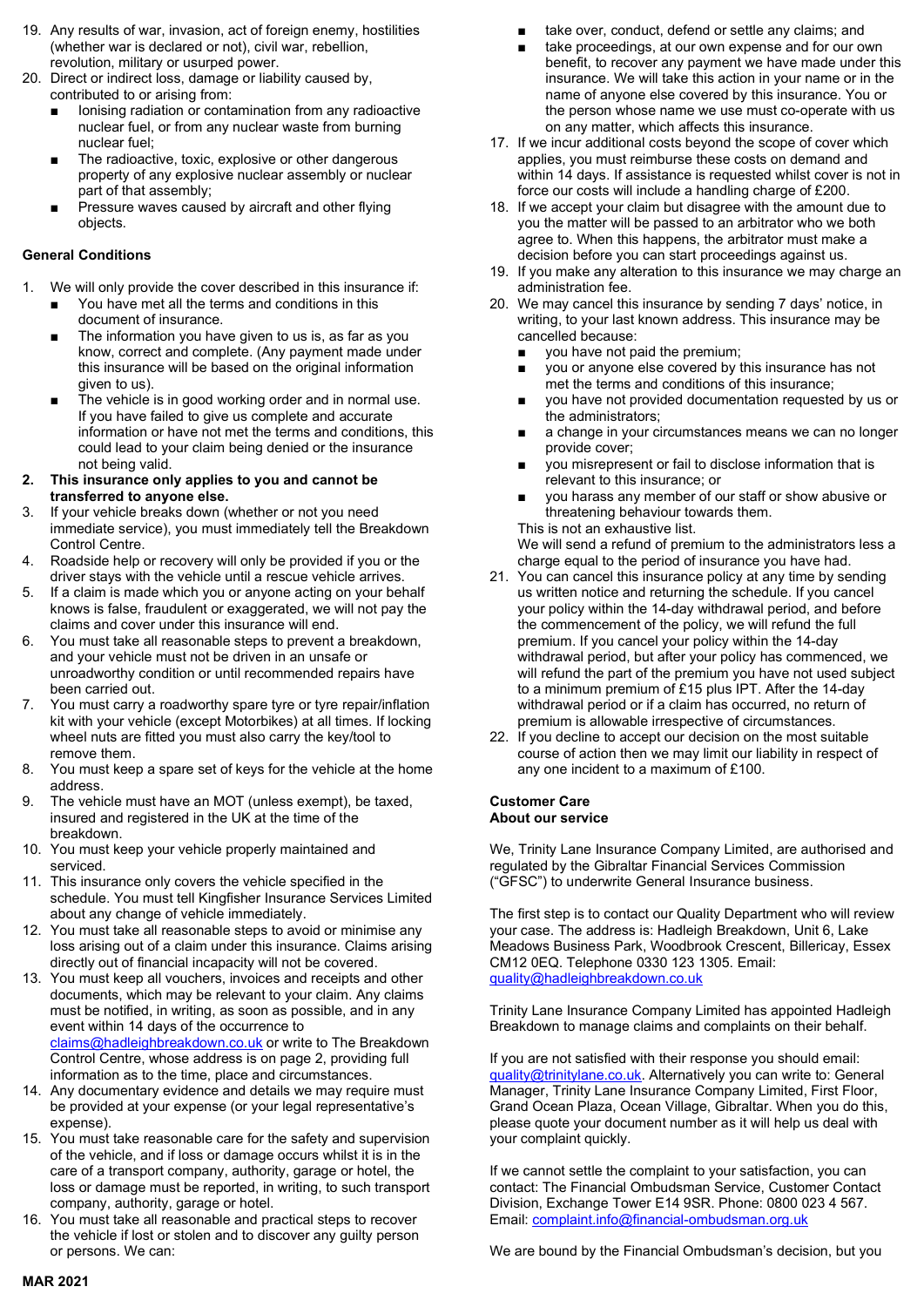19. Any results of war, invasion, act of foreign enemy, hostilities (whether war is declared or not), civil war, rebellion, revolution, military or usurped power.
20. Direct or indirect loss, damage or liability caused by, contributed to or arising from:
    - Ionising radiation or contamination from any radioactive nuclear fuel, or from any nuclear waste from burning nuclear fuel;
    - The radioactive, toxic, explosive or other dangerous property of any explosive nuclear assembly or nuclear part of that assembly;
    - Pressure waves caused by aircraft and other flying objects.

### General Conditions

1. We will only provide the cover described in this insurance if:
    - You have met all the terms and conditions in this document of insurance.
    - The information you have given to us is, as far as you know, correct and complete. (Any payment made under this insurance will be based on the original information given to us).
    - The vehicle is in good working order and in normal use.

    If you have failed to give us complete and accurate information or have not met the terms and conditions, this could lead to your claim being denied or the insurance not being valid.
2. **This insurance only applies to you and cannot be transferred to anyone else.**
3. If your vehicle breaks down (whether or not you need immediate service), you must immediately tell the Breakdown Control Centre.
4. Roadside help or recovery will only be provided if you or the driver stays with the vehicle until a rescue vehicle arrives.
5. If a claim is made which you or anyone acting on your behalf knows is false, fraudulent or exaggerated, we will not pay the claims and cover under this insurance will end.
6. You must take all reasonable steps to prevent a breakdown, and your vehicle must not be driven in an unsafe or unroadworthy condition or until recommended repairs have been carried out.
7. You must carry a roadworthy spare tyre or tyre repair/inflation kit with your vehicle (except Motorbikes) at all times. If locking wheel nuts are fitted you must also carry the key/tool to remove them.
8. You must keep a spare set of keys for the vehicle at the home address.
9. The vehicle must have an MOT (unless exempt), be taxed, insured and registered in the UK at the time of the breakdown.
10. You must keep your vehicle properly maintained and serviced.
11. This insurance only covers the vehicle specified in the schedule. You must tell Kingfisher Insurance Services Limited about any change of vehicle immediately.
12. You must take all reasonable steps to avoid or minimise any loss arising out of a claim under this insurance. Claims arising directly out of financial incapacity will not be covered.
13. You must keep all vouchers, invoices and receipts and other documents, which may be relevant to your claim. Any claims must be notified, in writing, as soon as possible, and in any event within 14 days of the occurrence to claims@hadleighbreakdown.co.uk or write to The Breakdown Control Centre, whose address is on page 2, providing full information as to the time, place and circumstances.
14. Any documentary evidence and details we may require must be provided at your expense (or your legal representative's expense).
15. You must take reasonable care for the safety and supervision of the vehicle, and if loss or damage occurs whilst it is in the care of a transport company, authority, garage or hotel, the loss or damage must be reported, in writing, to such transport company, authority, garage or hotel.
16. You must take all reasonable and practical steps to recover the vehicle if lost or stolen and to discover any guilty person or persons. We can:
    - take over, conduct, defend or settle any claims; and
    - take proceedings, at our own expense and for our own benefit, to recover any payment we have made under this insurance. We will take this action in your name or in the name of anyone else covered by this insurance. You or the person whose name we use must co-operate with us on any matter, which affects this insurance.
17. If we incur additional costs beyond the scope of cover which applies, you must reimburse these costs on demand and within 14 days. If assistance is requested whilst cover is not in force our costs will include a handling charge of £200.
18. If we accept your claim but disagree with the amount due to you the matter will be passed to an arbitrator who we both agree to. When this happens, the arbitrator must make a decision before you can start proceedings against us.
19. If you make any alteration to this insurance we may charge an administration fee.
20. We may cancel this insurance by sending 7 days' notice, in writing, to your last known address. This insurance may be cancelled because:
    - you have not paid the premium;
    - you or anyone else covered by this insurance has not met the terms and conditions of this insurance;
    - you have not provided documentation requested by us or the administrators;
    - a change in your circumstances means we can no longer provide cover;
    - you misrepresent or fail to disclose information that is relevant to this insurance; or
    - you harass any member of our staff or show abusive or threatening behaviour towards them.

    This is not an exhaustive list.
    We will send a refund of premium to the administrators less a charge equal to the period of insurance you have had.
21. You can cancel this insurance policy at any time by sending us written notice and returning the schedule. If you cancel your policy within the 14-day withdrawal period, and before the commencement of the policy, we will refund the full premium. If you cancel your policy within the 14-day withdrawal period, but after your policy has commenced, we will refund the part of the premium you have not used subject to a minimum premium of £15 plus IPT. After the 14-day withdrawal period or if a claim has occurred, no return of premium is allowable irrespective of circumstances.
22. If you decline to accept our decision on the most suitable course of action then we may limit our liability in respect of any one incident to a maximum of £100.

### Customer Care
### About our service

We, Trinity Lane Insurance Company Limited, are authorised and regulated by the Gibraltar Financial Services Commission ("GFSC") to underwrite General Insurance business.

The first step is to contact our Quality Department who will review your case. The address is: Hadleigh Breakdown, Unit 6, Lake Meadows Business Park, Woodbrook Crescent, Billericay, Essex CM12 0EQ. Telephone 0330 123 1305. Email: quality@hadleighbreakdown.co.uk

Trinity Lane Insurance Company Limited has appointed Hadleigh Breakdown to manage claims and complaints on their behalf.

If you are not satisfied with their response you should email: quality@trinitylane.co.uk. Alternatively you can write to: General Manager, Trinity Lane Insurance Company Limited, First Floor, Grand Ocean Plaza, Ocean Village, Gibraltar. When you do this, please quote your document number as it will help us deal with your complaint quickly.

If we cannot settle the complaint to your satisfaction, you can contact: The Financial Ombudsman Service, Customer Contact Division, Exchange Tower E14 9SR. Phone: 0800 023 4 567. Email: complaint.info@financial-ombudsman.org.uk

We are bound by the Financial Ombudsman's decision, but you

MAR 2021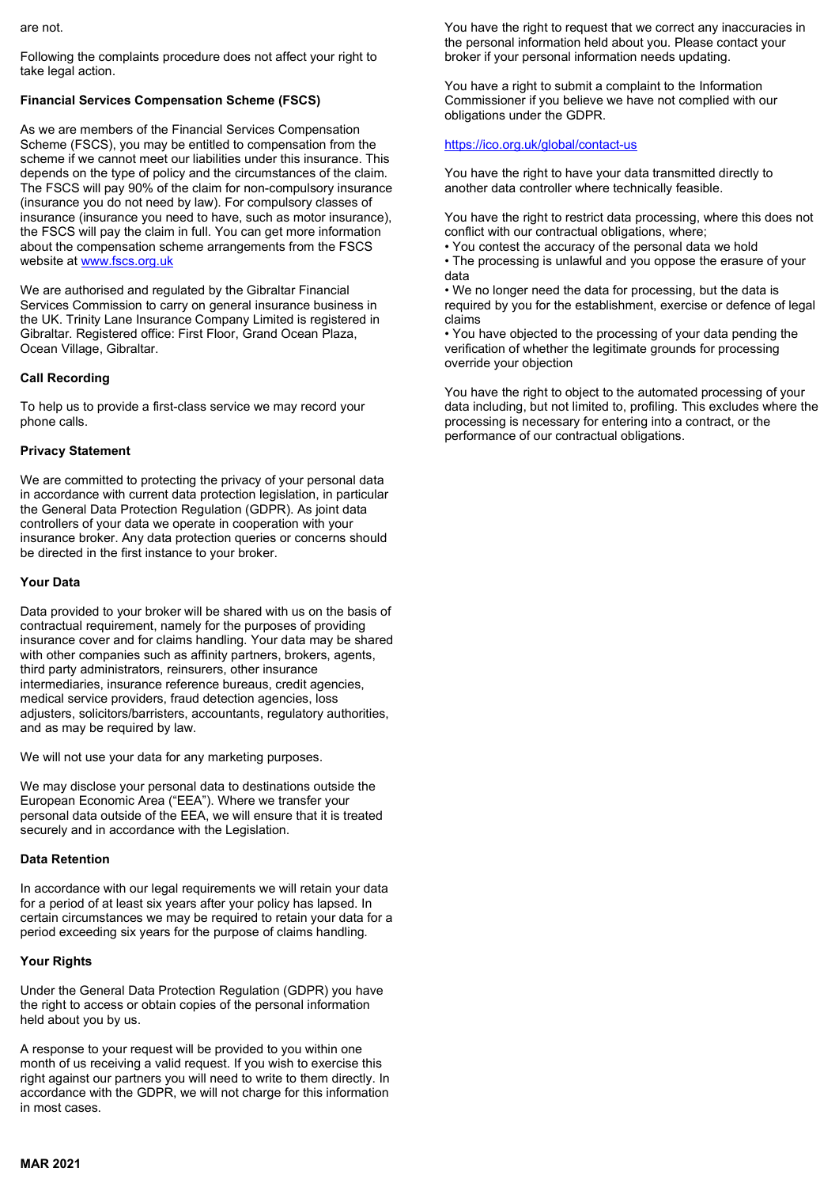are not.

Following the complaints procedure does not affect your right to take legal action.

**Financial Services Compensation Scheme (FSCS)**

As we are members of the Financial Services Compensation Scheme (FSCS), you may be entitled to compensation from the scheme if we cannot meet our liabilities under this insurance. This depends on the type of policy and the circumstances of the claim. The FSCS will pay 90% of the claim for non-compulsory insurance (insurance you do not need by law). For compulsory classes of insurance (insurance you need to have, such as motor insurance), the FSCS will pay the claim in full. You can get more information about the compensation scheme arrangements from the FSCS website at [www.fscs.org.uk](http://www.fscs.org.uk)

We are authorised and regulated by the Gibraltar Financial Services Commission to carry on general insurance business in the UK. Trinity Lane Insurance Company Limited is registered in Gibraltar. Registered office: First Floor, Grand Ocean Plaza, Ocean Village, Gibraltar.

**Call Recording**

To help us to provide a first-class service we may record your phone calls.

**Privacy Statement**

We are committed to protecting the privacy of your personal data in accordance with current data protection legislation, in particular the General Data Protection Regulation (GDPR). As joint data controllers of your data we operate in cooperation with your insurance broker. Any data protection queries or concerns should be directed in the first instance to your broker.

**Your Data**

Data provided to your broker will be shared with us on the basis of contractual requirement, namely for the purposes of providing insurance cover and for claims handling. Your data may be shared with other companies such as affinity partners, brokers, agents, third party administrators, reinsurers, other insurance intermediaries, insurance reference bureaus, credit agencies, medical service providers, fraud detection agencies, loss adjusters, solicitors/barristers, accountants, regulatory authorities, and as may be required by law.

We will not use your data for any marketing purposes.

We may disclose your personal data to destinations outside the European Economic Area ("EEA"). Where we transfer your personal data outside of the EEA, we will ensure that it is treated securely and in accordance with the Legislation.

**Data Retention**

In accordance with our legal requirements we will retain your data for a period of at least six years after your policy has lapsed. In certain circumstances we may be required to retain your data for a period exceeding six years for the purpose of claims handling.

**Your Rights**

Under the General Data Protection Regulation (GDPR) you have the right to access or obtain copies of the personal information held about you by us.

A response to your request will be provided to you within one month of us receiving a valid request. If you wish to exercise this right against our partners you will need to write to them directly. In accordance with the GDPR, we will not charge for this information in most cases.

You have the right to request that we correct any inaccuracies in the personal information held about you. Please contact your broker if your personal information needs updating.

You have a right to submit a complaint to the Information Commissioner if you believe we have not complied with our obligations under the GDPR.

[https://ico.org.uk/global/contact-us](https://ico.org.uk/global/contact-us)

You have the right to have your data transmitted directly to another data controller where technically feasible.

You have the right to restrict data processing, where this does not conflict with our contractual obligations, where;

- You contest the accuracy of the personal data we hold
- The processing is unlawful and you oppose the erasure of your data
- We no longer need the data for processing, but the data is required by you for the establishment, exercise or defence of legal claims
- You have objected to the processing of your data pending the verification of whether the legitimate grounds for processing override your objection

You have the right to object to the automated processing of your data including, but not limited to, profiling. This excludes where the processing is necessary for entering into a contract, or the performance of our contractual obligations.

**MAR 2021**